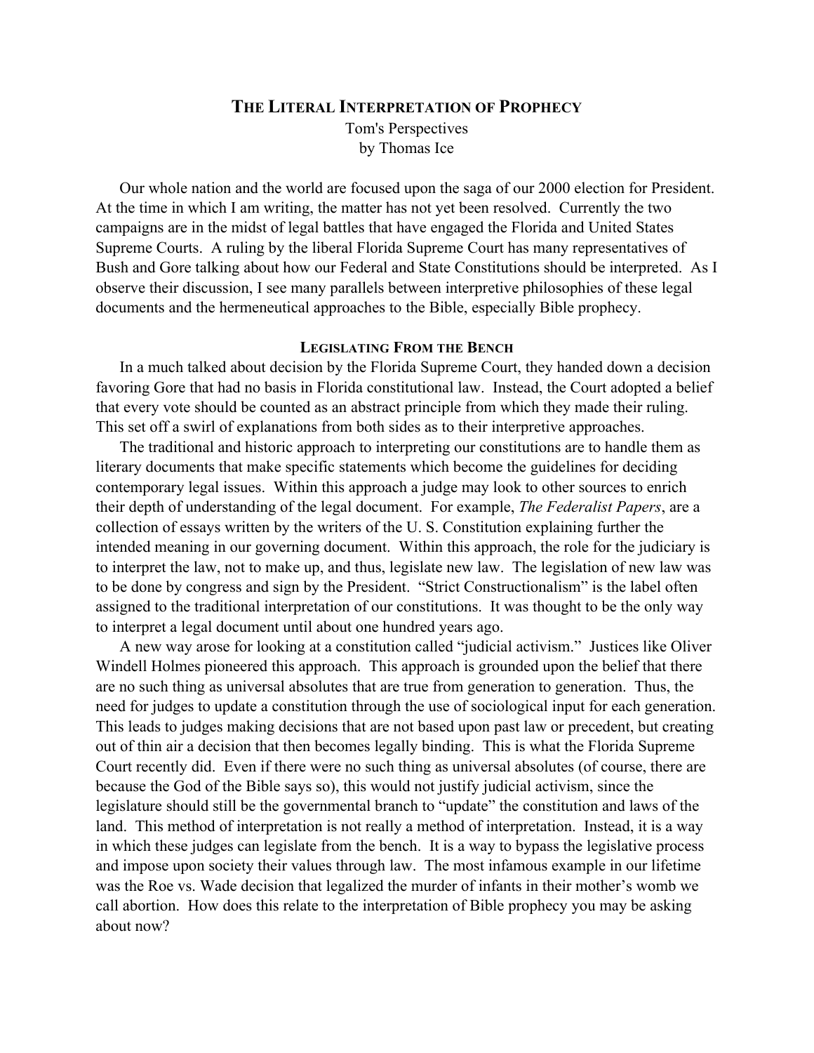# THE LITERAL INTERPRETATION OF PROPHECY

Tom's Perspectives
by Thomas Ice

Our whole nation and the world are focused upon the saga of our 2000 election for President. At the time in which I am writing, the matter has not yet been resolved. Currently the two campaigns are in the midst of legal battles that have engaged the Florida and United States Supreme Courts. A ruling by the liberal Florida Supreme Court has many representatives of Bush and Gore talking about how our Federal and State Constitutions should be interpreted. As I observe their discussion, I see many parallels between interpretive philosophies of these legal documents and the hermeneutical approaches to the Bible, especially Bible prophecy.

## LEGISLATING FROM THE BENCH

In a much talked about decision by the Florida Supreme Court, they handed down a decision favoring Gore that had no basis in Florida constitutional law. Instead, the Court adopted a belief that every vote should be counted as an abstract principle from which they made their ruling. This set off a swirl of explanations from both sides as to their interpretive approaches.

The traditional and historic approach to interpreting our constitutions are to handle them as literary documents that make specific statements which become the guidelines for deciding contemporary legal issues. Within this approach a judge may look to other sources to enrich their depth of understanding of the legal document. For example, *The Federalist Papers*, are a collection of essays written by the writers of the U. S. Constitution explaining further the intended meaning in our governing document. Within this approach, the role for the judiciary is to interpret the law, not to make up, and thus, legislate new law. The legislation of new law was to be done by congress and sign by the President. "Strict Constructionalism" is the label often assigned to the traditional interpretation of our constitutions. It was thought to be the only way to interpret a legal document until about one hundred years ago.

A new way arose for looking at a constitution called "judicial activism." Justices like Oliver Windell Holmes pioneered this approach. This approach is grounded upon the belief that there are no such thing as universal absolutes that are true from generation to generation. Thus, the need for judges to update a constitution through the use of sociological input for each generation. This leads to judges making decisions that are not based upon past law or precedent, but creating out of thin air a decision that then becomes legally binding. This is what the Florida Supreme Court recently did. Even if there were no such thing as universal absolutes (of course, there are because the God of the Bible says so), this would not justify judicial activism, since the legislature should still be the governmental branch to "update" the constitution and laws of the land. This method of interpretation is not really a method of interpretation. Instead, it is a way in which these judges can legislate from the bench. It is a way to bypass the legislative process and impose upon society their values through law. The most infamous example in our lifetime was the Roe vs. Wade decision that legalized the murder of infants in their mother's womb we call abortion. How does this relate to the interpretation of Bible prophecy you may be asking about now?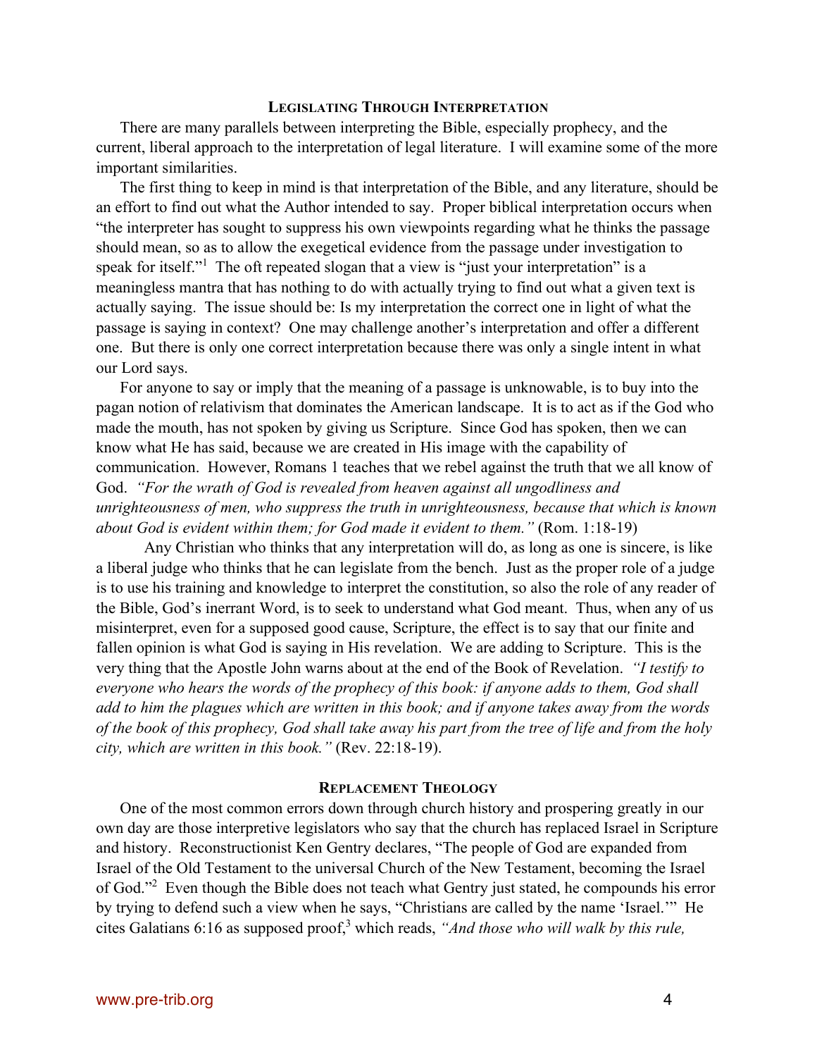## Legislating Through Interpretation

There are many parallels between interpreting the Bible, especially prophecy, and the current, liberal approach to the interpretation of legal literature. I will examine some of the more important similarities.

The first thing to keep in mind is that interpretation of the Bible, and any literature, should be an effort to find out what the Author intended to say. Proper biblical interpretation occurs when "the interpreter has sought to suppress his own viewpoints regarding what he thinks the passage should mean, so as to allow the exegetical evidence from the passage under investigation to speak for itself."[1] The oft repeated slogan that a view is "just your interpretation" is a meaningless mantra that has nothing to do with actually trying to find out what a given text is actually saying. The issue should be: Is my interpretation the correct one in light of what the passage is saying in context? One may challenge another's interpretation and offer a different one. But there is only one correct interpretation because there was only a single intent in what our Lord says.

For anyone to say or imply that the meaning of a passage is unknowable, is to buy into the pagan notion of relativism that dominates the American landscape. It is to act as if the God who made the mouth, has not spoken by giving us Scripture. Since God has spoken, then we can know what He has said, because we are created in His image with the capability of communication. However, Romans 1 teaches that we rebel against the truth that we all know of God. *"For the wrath of God is revealed from heaven against all ungodliness and unrighteousness of men, who suppress the truth in unrighteousness, because that which is known about God is evident within them; for God made it evident to them."* (Rom. 1:18-19)

Any Christian who thinks that any interpretation will do, as long as one is sincere, is like a liberal judge who thinks that he can legislate from the bench. Just as the proper role of a judge is to use his training and knowledge to interpret the constitution, so also the role of any reader of the Bible, God's inerrant Word, is to seek to understand what God meant. Thus, when any of us misinterpret, even for a supposed good cause, Scripture, the effect is to say that our finite and fallen opinion is what God is saying in His revelation. We are adding to Scripture. This is the very thing that the Apostle John warns about at the end of the Book of Revelation. *"I testify to everyone who hears the words of the prophecy of this book: if anyone adds to them, God shall add to him the plagues which are written in this book; and if anyone takes away from the words of the book of this prophecy, God shall take away his part from the tree of life and from the holy city, which are written in this book."* (Rev. 22:18-19).

## Replacement Theology

One of the most common errors down through church history and prospering greatly in our own day are those interpretive legislators who say that the church has replaced Israel in Scripture and history. Reconstructionist Ken Gentry declares, "The people of God are expanded from Israel of the Old Testament to the universal Church of the New Testament, becoming the Israel of God."[2] Even though the Bible does not teach what Gentry just stated, he compounds his error by trying to defend such a view when he says, "Christians are called by the name 'Israel.'" He cites Galatians 6:16 as supposed proof,[3] which reads, *"And those who will walk by this rule,*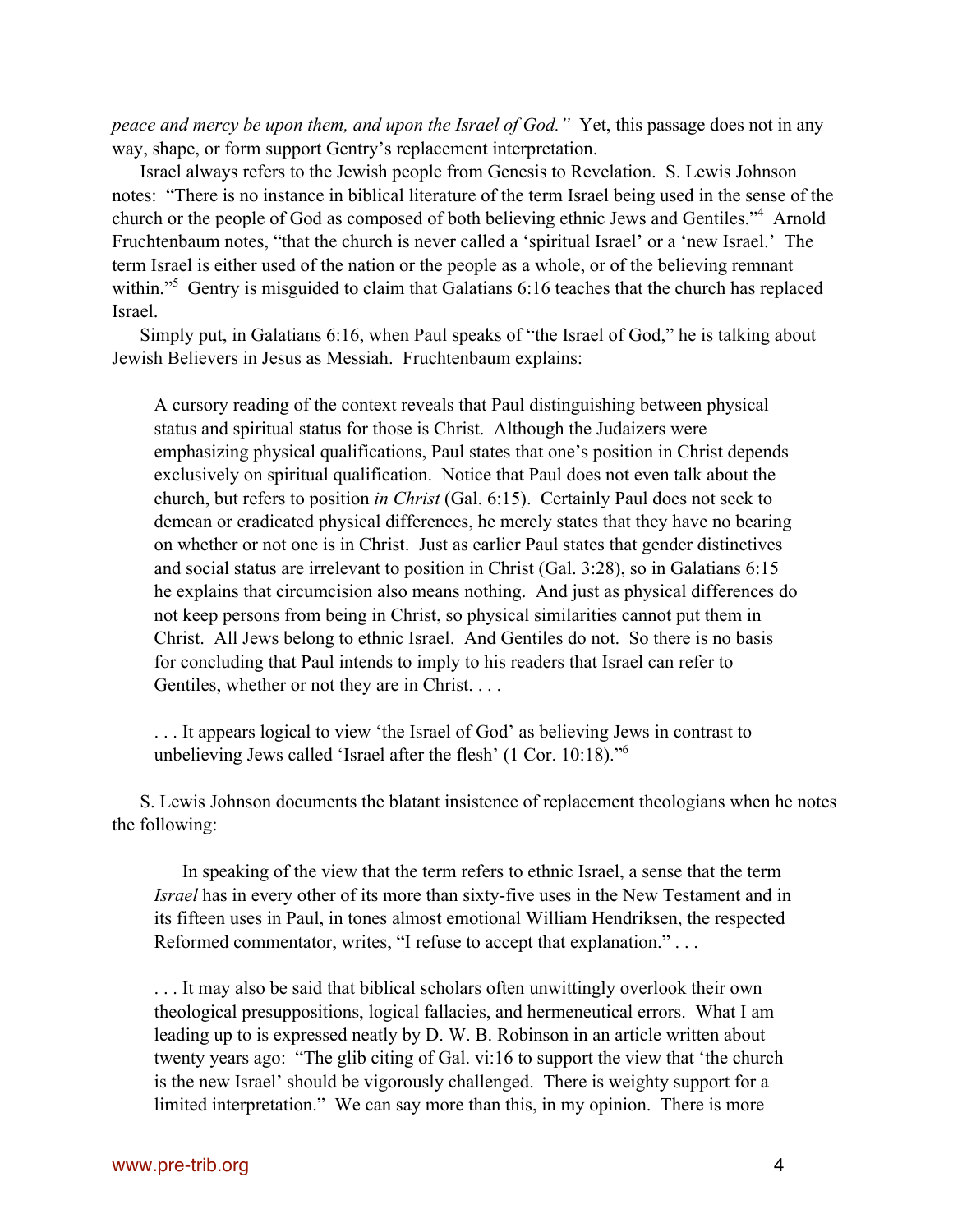*peace and mercy be upon them, and upon the Israel of God."* Yet, this passage does not in any way, shape, or form support Gentry's replacement interpretation.

Israel always refers to the Jewish people from Genesis to Revelation. S. Lewis Johnson notes: "There is no instance in biblical literature of the term Israel being used in the sense of the church or the people of God as composed of both believing ethnic Jews and Gentiles."[4] Arnold Fruchtenbaum notes, "that the church is never called a 'spiritual Israel' or a 'new Israel.' The term Israel is either used of the nation or the people as a whole, or of the believing remnant within."[5] Gentry is misguided to claim that Galatians 6:16 teaches that the church has replaced Israel.

Simply put, in Galatians 6:16, when Paul speaks of "the Israel of God," he is talking about Jewish Believers in Jesus as Messiah. Fruchtenbaum explains:

> A cursory reading of the context reveals that Paul distinguishing between physical status and spiritual status for those is Christ. Although the Judaizers were emphasizing physical qualifications, Paul states that one's position in Christ depends exclusively on spiritual qualification. Notice that Paul does not even talk about the church, but refers to position *in Christ* (Gal. 6:15). Certainly Paul does not seek to demean or eradicated physical differences, he merely states that they have no bearing on whether or not one is in Christ. Just as earlier Paul states that gender distinctives and social status are irrelevant to position in Christ (Gal. 3:28), so in Galatians 6:15 he explains that circumcision also means nothing. And just as physical differences do not keep persons from being in Christ, so physical similarities cannot put them in Christ. All Jews belong to ethnic Israel. And Gentiles do not. So there is no basis for concluding that Paul intends to imply to his readers that Israel can refer to Gentiles, whether or not they are in Christ. . . .
>
> . . . It appears logical to view 'the Israel of God' as believing Jews in contrast to unbelieving Jews called 'Israel after the flesh' (1 Cor. 10:18)."[6]

S. Lewis Johnson documents the blatant insistence of replacement theologians when he notes the following:

> In speaking of the view that the term refers to ethnic Israel, a sense that the term *Israel* has in every other of its more than sixty-five uses in the New Testament and in its fifteen uses in Paul, in tones almost emotional William Hendriksen, the respected Reformed commentator, writes, "I refuse to accept that explanation." . . .
>
> . . . It may also be said that biblical scholars often unwittingly overlook their own theological presuppositions, logical fallacies, and hermeneutical errors. What I am leading up to is expressed neatly by D. W. B. Robinson in an article written about twenty years ago: "The glib citing of Gal. vi:16 to support the view that 'the church is the new Israel' should be vigorously challenged. There is weighty support for a limited interpretation." We can say more than this, in my opinion. There is more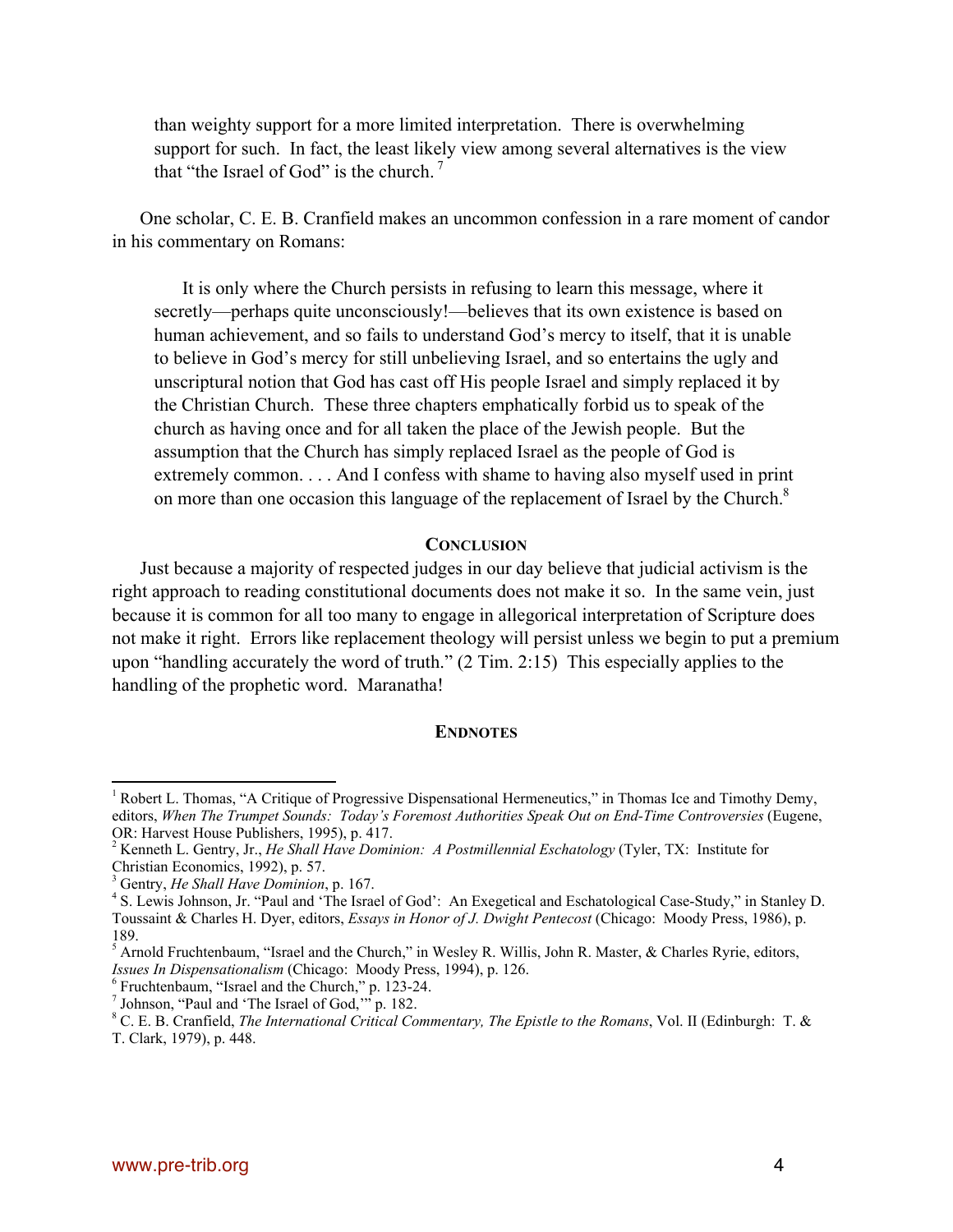> than weighty support for a more limited interpretation. There is overwhelming support for such. In fact, the least likely view among several alternatives is the view that "the Israel of God" is the church.[7]

One scholar, C. E. B. Cranfield makes an uncommon confession in a rare moment of candor in his commentary on Romans:

> It is only where the Church persists in refusing to learn this message, where it secretly—perhaps quite unconsciously!—believes that its own existence is based on human achievement, and so fails to understand God's mercy to itself, that it is unable to believe in God's mercy for still unbelieving Israel, and so entertains the ugly and unscriptural notion that God has cast off His people Israel and simply replaced it by the Christian Church. These three chapters emphatically forbid us to speak of the church as having once and for all taken the place of the Jewish people. But the assumption that the Church has simply replaced Israel as the people of God is extremely common. . . . And I confess with shame to having also myself used in print on more than one occasion this language of the replacement of Israel by the Church.[8]

## CONCLUSION

Just because a majority of respected judges in our day believe that judicial activism is the right approach to reading constitutional documents does not make it so. In the same vein, just because it is common for all too many to engage in allegorical interpretation of Scripture does not make it right. Errors like replacement theology will persist unless we begin to put a premium upon "handling accurately the word of truth." (2 Tim. 2:15) This especially applies to the handling of the prophetic word. Maranatha!

## ENDNOTES

[1] Robert L. Thomas, "A Critique of Progressive Dispensational Hermeneutics," in Thomas Ice and Timothy Demy, editors, *When The Trumpet Sounds: Today's Foremost Authorities Speak Out on End-Time Controversies* (Eugene, OR: Harvest House Publishers, 1995), p. 417.

[2] Kenneth L. Gentry, Jr., *He Shall Have Dominion: A Postmillennial Eschatology* (Tyler, TX: Institute for Christian Economics, 1992), p. 57.

[3] Gentry, *He Shall Have Dominion*, p. 167.

[4] S. Lewis Johnson, Jr. "Paul and 'The Israel of God': An Exegetical and Eschatological Case-Study," in Stanley D. Toussaint & Charles H. Dyer, editors, *Essays in Honor of J. Dwight Pentecost* (Chicago: Moody Press, 1986), p. 189.

[5] Arnold Fruchtenbaum, "Israel and the Church," in Wesley R. Willis, John R. Master, & Charles Ryrie, editors, *Issues In Dispensationalism* (Chicago: Moody Press, 1994), p. 126.

[6] Fruchtenbaum, "Israel and the Church," p. 123-24.

[7] Johnson, "Paul and 'The Israel of God,'" p. 182.

[8] C. E. B. Cranfield, *The International Critical Commentary, The Epistle to the Romans*, Vol. II (Edinburgh: T. & T. Clark, 1979), p. 448.